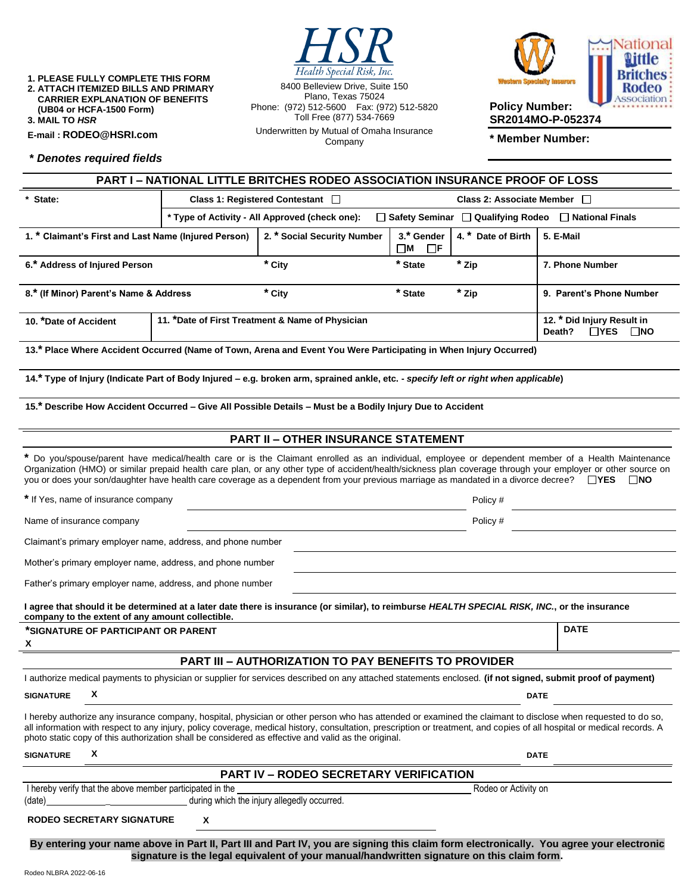1. PLEASE FULLY COMPLETE THIS FORM
2. ATTACH ITEMIZED BILLS AND PRIMARY CARRIER EXPLANATION OF BENEFITS (UB04 or HCFA-1500 Form)
3. MAIL TO *HSR*

**E-mail : RODEO@HSRI.com**

**HSR** *Health Special Risk, Inc.*
8400 Belleview Drive, Suite 150
Plano, Texas 75024
Phone: (972) 512-5600 Fax: (972) 512-5820
Toll Free (877) 534-7669
Underwritten by Mutual of Omaha Insurance Company

Western Specialty Insurors
National Little Britches Rodeo Association

**Policy Number: SR2014MO-P-052374**

**\* Member Number:**

***\* Denotes required fields***

## PART I – NATIONAL LITTLE BRITCHES RODEO ASSOCIATION INSURANCE PROOF OF LOSS

| * State: | Class 1: Registered Contestant ☐ | | | Class 2: Associate Member ☐ |
|---|---|---|---|---|
| | * Type of Activity - All Approved (check one): ☐ Safety Seminar ☐ Qualifying Rodeo ☐ National Finals | | | |
| 1. * Claimant's First and Last Name (Injured Person) | 2. * Social Security Number | 3.* Gender ☐M ☐F | 4. * Date of Birth | 5. E-Mail |
| 6.* Address of Injured Person | * City | * State | * Zip | 7. Phone Number |
| 8.* (If Minor) Parent's Name & Address | * City | * State | * Zip | 9. Parent's Phone Number |
| 10. *Date of Accident | 11. *Date of First Treatment & Name of Physician | | | 12. * Did Injury Result in Death? ☐YES ☐NO |

13.* Place Where Accident Occurred (Name of Town, Arena and Event You Were Participating in When Injury Occurred)

14.* Type of Injury (Indicate Part of Body Injured – e.g. broken arm, sprained ankle, etc. - *specify left or right when applicable*)

15.* Describe How Accident Occurred – Give All Possible Details – Must be a Bodily Injury Due to Accident

## PART II – OTHER INSURANCE STATEMENT

\* Do you/spouse/parent have medical/health care or is the Claimant enrolled as an individual, employee or dependent member of a Health Maintenance Organization (HMO) or similar prepaid health care plan, or any other type of accident/health/sickness plan coverage through your employer or other source on you or does your son/daughter have health care coverage as a dependent from your previous marriage as mandated in a divorce decree? ☐YES ☐NO

\* If Yes, name of insurance company ______________________ Policy # ______________

Name of insurance company ______________________ Policy # ______________

Claimant's primary employer name, address, and phone number ______________________

Mother's primary employer name, address, and phone number ______________________

Father's primary employer name, address, and phone number ______________________

**I agree that should it be determined at a later date there is insurance (or similar), to reimburse *HEALTH SPECIAL RISK, INC.*, or the insurance company to the extent of any amount collectible.**

| *SIGNATURE OF PARTICIPANT OR PARENT | DATE |
|---|---|
| X | |

## PART III – AUTHORIZATION TO PAY BENEFITS TO PROVIDER

I authorize medical payments to physician or supplier for services described on any attached statements enclosed. **(if not signed, submit proof of payment)**

**SIGNATURE** X ______________________ **DATE** ______________

I hereby authorize any insurance company, hospital, physician or other person who has attended or examined the claimant to disclose when requested to do so, all information with respect to any injury, policy coverage, medical history, consultation, prescription or treatment, and copies of all hospital or medical records. A photo static copy of this authorization shall be considered as effective and valid as the original.

**SIGNATURE** X ______________________ **DATE** ______________

## PART IV – RODEO SECRETARY VERIFICATION

I hereby verify that the above member participated in the ______________________ Rodeo or Activity on (date)______________ during which the injury allegedly occurred.

**RODEO SECRETARY SIGNATURE** X ______________________

**By entering your name above in Part II, Part III and Part IV, you are signing this claim form electronically. You agree your electronic signature is the legal equivalent of your manual/handwritten signature on this claim form.**

Rodeo NLBRA 2022-06-16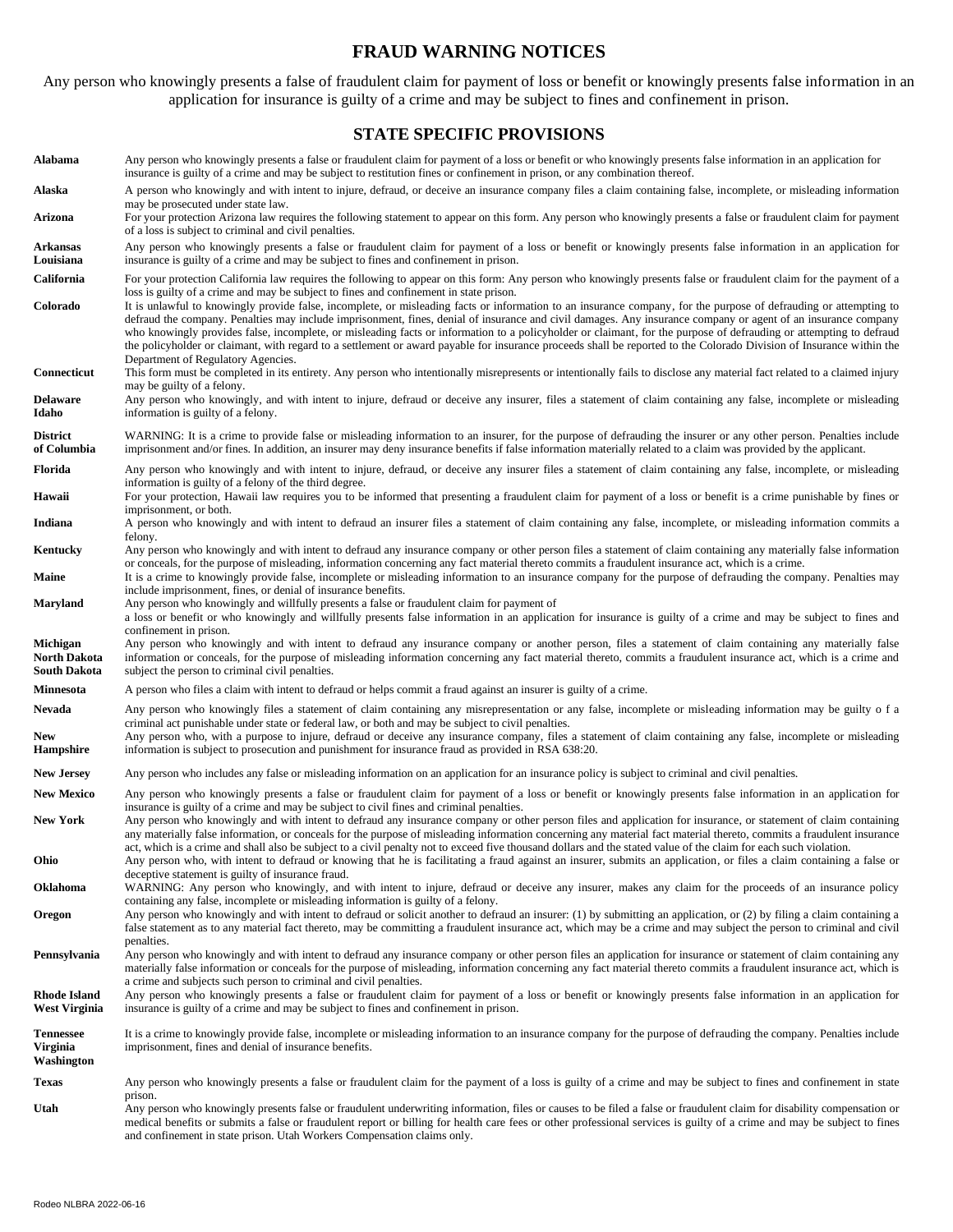# FRAUD WARNING NOTICES

Any person who knowingly presents a false of fraudulent claim for payment of loss or benefit or knowingly presents false information in an application for insurance is guilty of a crime and may be subject to fines and confinement in prison.

## STATE SPECIFIC PROVISIONS

| | |
|---|---|
| **Alabama** | Any person who knowingly presents a false or fraudulent claim for payment of a loss or benefit or who knowingly presents false information in an application for insurance is guilty of a crime and may be subject to restitution fines or confinement in prison, or any combination thereof. |
| **Alaska** | A person who knowingly and with intent to injure, defraud, or deceive an insurance company files a claim containing false, incomplete, or misleading information may be prosecuted under state law. |
| **Arizona** | For your protection Arizona law requires the following statement to appear on this form. Any person who knowingly presents a false or fraudulent claim for payment of a loss is subject to criminal and civil penalties. |
| **Arkansas Louisiana** | Any person who knowingly presents a false or fraudulent claim for payment of a loss or benefit or knowingly presents false information in an application for insurance is guilty of a crime and may be subject to fines and confinement in prison. |
| **California** | For your protection California law requires the following to appear on this form: Any person who knowingly presents false or fraudulent claim for the payment of a loss is guilty of a crime and may be subject to fines and confinement in state prison. |
| **Colorado** | It is unlawful to knowingly provide false, incomplete, or misleading facts or information to an insurance company, for the purpose of defrauding or attempting to defraud the company. Penalties may include imprisonment, fines, denial of insurance and civil damages. Any insurance company or agent of an insurance company who knowingly provides false, incomplete, or misleading facts or information to a policyholder or claimant, for the purpose of defrauding or attempting to defraud the policyholder or claimant, with regard to a settlement or award payable for insurance proceeds shall be reported to the Colorado Division of Insurance within the Department of Regulatory Agencies. |
| **Connecticut** | This form must be completed in its entirety. Any person who intentionally misrepresents or intentionally fails to disclose any material fact related to a claimed injury may be guilty of a felony. |
| **Delaware Idaho** | Any person who knowingly, and with intent to injure, defraud or deceive any insurer, files a statement of claim containing any false, incomplete or misleading information is guilty of a felony. |
| **District of Columbia** | WARNING: It is a crime to provide false or misleading information to an insurer, for the purpose of defrauding the insurer or any other person. Penalties include imprisonment and/or fines. In addition, an insurer may deny insurance benefits if false information materially related to a claim was provided by the applicant. |
| **Florida** | Any person who knowingly and with intent to injure, defraud, or deceive any insurer files a statement of claim containing any false, incomplete, or misleading information is guilty of a felony of the third degree. |
| **Hawaii** | For your protection, Hawaii law requires you to be informed that presenting a fraudulent claim for payment of a loss or benefit is a crime punishable by fines or imprisonment, or both. |
| **Indiana** | A person who knowingly and with intent to defraud an insurer files a statement of claim containing any false, incomplete, or misleading information commits a felony. |
| **Kentucky** | Any person who knowingly and with intent to defraud any insurance company or other person files a statement of claim containing any materially false information or conceals, for the purpose of misleading, information concerning any fact material thereto commits a fraudulent insurance act, which is a crime. |
| **Maine** | It is a crime to knowingly provide false, incomplete or misleading information to an insurance company for the purpose of defrauding the company. Penalties may include imprisonment, fines, or denial of insurance benefits. |
| **Maryland** | Any person who knowingly and willfully presents a false or fraudulent claim for payment of a loss or benefit or who knowingly and willfully presents false information in an application for insurance is guilty of a crime and may be subject to fines and confinement in prison. |
| **Michigan North Dakota South Dakota** | Any person who knowingly and with intent to defraud any insurance company or another person, files a statement of claim containing any materially false information or conceals, for the purpose of misleading information concerning any fact material thereto, commits a fraudulent insurance act, which is a crime and subject the person to criminal civil penalties. |
| **Minnesota** | A person who files a claim with intent to defraud or helps commit a fraud against an insurer is guilty of a crime. |
| **Nevada** | Any person who knowingly files a statement of claim containing any misrepresentation or any false, incomplete or misleading information may be guilty o f a criminal act punishable under state or federal law, or both and may be subject to civil penalties. |
| **New Hampshire** | Any person who, with a purpose to injure, defraud or deceive any insurance company, files a statement of claim containing any false, incomplete or misleading information is subject to prosecution and punishment for insurance fraud as provided in RSA 638:20. |
| **New Jersey** | Any person who includes any false or misleading information on an application for an insurance policy is subject to criminal and civil penalties. |
| **New Mexico** | Any person who knowingly presents a false or fraudulent claim for payment of a loss or benefit or knowingly presents false information in an application for insurance is guilty of a crime and may be subject to civil fines and criminal penalties. |
| **New York** | Any person who knowingly and with intent to defraud any insurance company or other person files and application for insurance, or statement of claim containing any materially false information, or conceals for the purpose of misleading information concerning any material fact material thereto, commits a fraudulent insurance act, which is a crime and shall also be subject to a civil penalty not to exceed five thousand dollars and the stated value of the claim for each such violation. |
| **Ohio** | Any person who, with intent to defraud or knowing that he is facilitating a fraud against an insurer, submits an application, or files a claim containing a false or deceptive statement is guilty of insurance fraud. |
| **Oklahoma** | WARNING: Any person who knowingly, and with intent to injure, defraud or deceive any insurer, makes any claim for the proceeds of an insurance policy containing any false, incomplete or misleading information is guilty of a felony. |
| **Oregon** | Any person who knowingly and with intent to defraud or solicit another to defraud an insurer: (1) by submitting an application, or (2) by filing a claim containing a false statement as to any material fact thereto, may be committing a fraudulent insurance act, which may be a crime and may subject the person to criminal and civil penalties. |
| **Pennsylvania** | Any person who knowingly and with intent to defraud any insurance company or other person files an application for insurance or statement of claim containing any materially false information or conceals for the purpose of misleading, information concerning any fact material thereto commits a fraudulent insurance act, which is a crime and subjects such person to criminal and civil penalties. |
| **Rhode Island West Virginia** | Any person who knowingly presents a false or fraudulent claim for payment of a loss or benefit or knowingly presents false information in an application for insurance is guilty of a crime and may be subject to fines and confinement in prison. |
| **Tennessee Virginia Washington** | It is a crime to knowingly provide false, incomplete or misleading information to an insurance company for the purpose of defrauding the company. Penalties include imprisonment, fines and denial of insurance benefits. |
| **Texas** | Any person who knowingly presents a false or fraudulent claim for the payment of a loss is guilty of a crime and may be subject to fines and confinement in state prison. |
| **Utah** | Any person who knowingly presents false or fraudulent underwriting information, files or causes to be filed a false or fraudulent claim for disability compensation or medical benefits or submits a false or fraudulent report or billing for health care fees or other professional services is guilty of a crime and may be subject to fines and confinement in state prison. Utah Workers Compensation claims only. |

Rodeo NLBRA 2022-06-16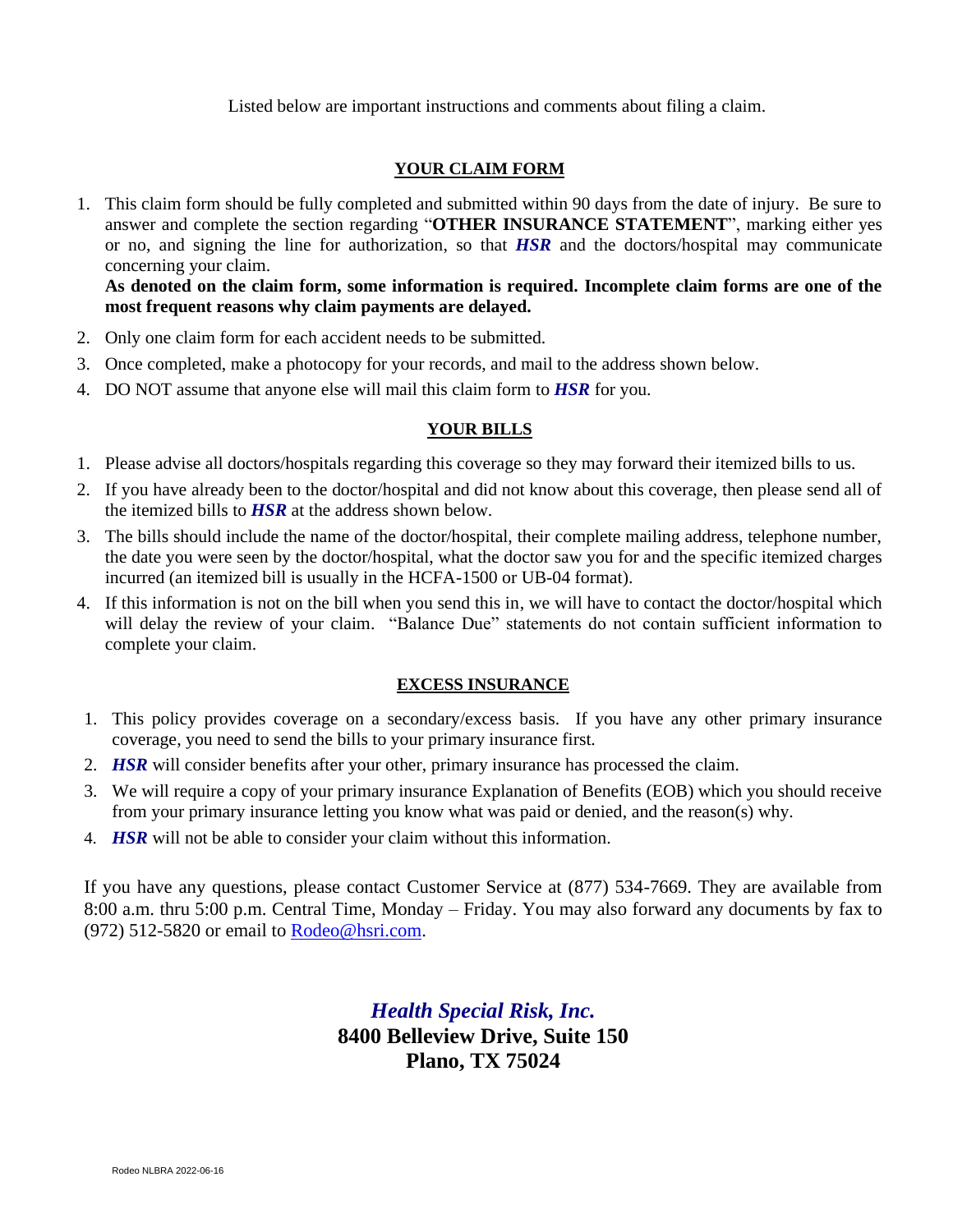Listed below are important instructions and comments about filing a claim.

## YOUR CLAIM FORM

1. This claim form should be fully completed and submitted within 90 days from the date of injury. Be sure to answer and complete the section regarding "**OTHER INSURANCE STATEMENT**", marking either yes or no, and signing the line for authorization, so that ***HSR*** and the doctors/hospital may communicate concerning your claim.
   **As denoted on the claim form, some information is required. Incomplete claim forms are one of the most frequent reasons why claim payments are delayed.**
2. Only one claim form for each accident needs to be submitted.
3. Once completed, make a photocopy for your records, and mail to the address shown below.
4. DO NOT assume that anyone else will mail this claim form to ***HSR*** for you.

## YOUR BILLS

1. Please advise all doctors/hospitals regarding this coverage so they may forward their itemized bills to us.
2. If you have already been to the doctor/hospital and did not know about this coverage, then please send all of the itemized bills to ***HSR*** at the address shown below.
3. The bills should include the name of the doctor/hospital, their complete mailing address, telephone number, the date you were seen by the doctor/hospital, what the doctor saw you for and the specific itemized charges incurred (an itemized bill is usually in the HCFA-1500 or UB-04 format).
4. If this information is not on the bill when you send this in, we will have to contact the doctor/hospital which will delay the review of your claim. "Balance Due" statements do not contain sufficient information to complete your claim.

## EXCESS INSURANCE

1. This policy provides coverage on a secondary/excess basis. If you have any other primary insurance coverage, you need to send the bills to your primary insurance first.
2. ***HSR*** will consider benefits after your other, primary insurance has processed the claim.
3. We will require a copy of your primary insurance Explanation of Benefits (EOB) which you should receive from your primary insurance letting you know what was paid or denied, and the reason(s) why.
4. ***HSR*** will not be able to consider your claim without this information.

If you have any questions, please contact Customer Service at (877) 534-7669. They are available from 8:00 a.m. thru 5:00 p.m. Central Time, Monday – Friday. You may also forward any documents by fax to (972) 512-5820 or email to Rodeo@hsri.com.

***Health Special Risk, Inc.***
**8400 Belleview Drive, Suite 150**
**Plano, TX 75024**

Rodeo NLBRA 2022-06-16